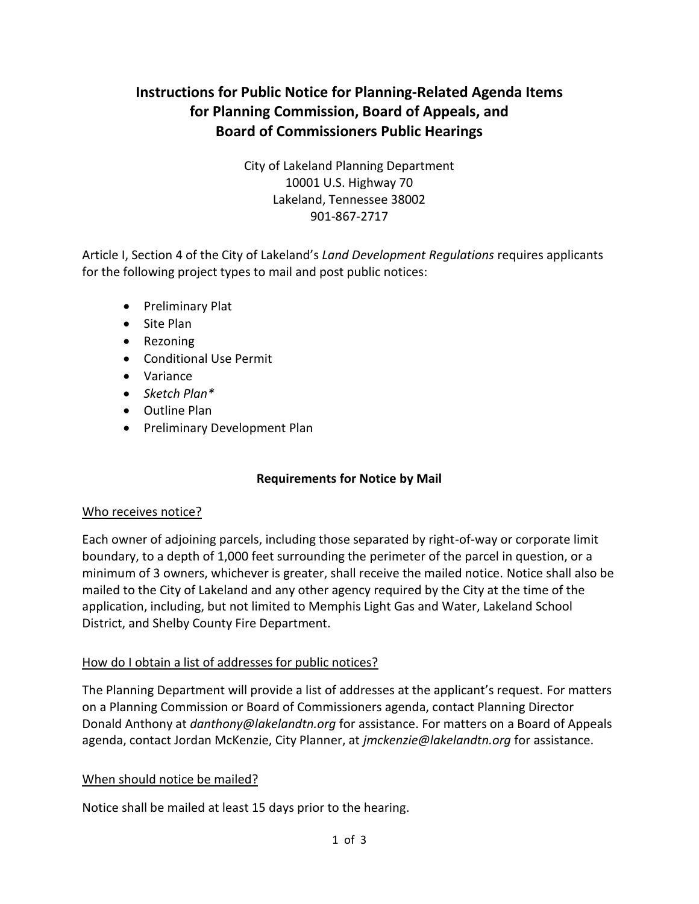# Instructions for Public Notice for Planning-Related Agenda Items for Planning Commission, Board of Appeals, and Board of Commissioners Public Hearings

City of Lakeland Planning Department
10001 U.S. Highway 70
Lakeland, Tennessee 38002
901-867-2717

Article I, Section 4 of the City of Lakeland's *Land Development Regulations* requires applicants for the following project types to mail and post public notices:

- Preliminary Plat
- Site Plan
- Rezoning
- Conditional Use Permit
- Variance
- *Sketch Plan**
- Outline Plan
- Preliminary Development Plan

## Requirements for Notice by Mail

Who receives notice?

Each owner of adjoining parcels, including those separated by right-of-way or corporate limit boundary, to a depth of 1,000 feet surrounding the perimeter of the parcel in question, or a minimum of 3 owners, whichever is greater, shall receive the mailed notice. Notice shall also be mailed to the City of Lakeland and any other agency required by the City at the time of the application, including, but not limited to Memphis Light Gas and Water, Lakeland School District, and Shelby County Fire Department.

How do I obtain a list of addresses for public notices?

The Planning Department will provide a list of addresses at the applicant's request. For matters on a Planning Commission or Board of Commissioners agenda, contact Planning Director Donald Anthony at *danthony@lakelandtn.org* for assistance. For matters on a Board of Appeals agenda, contact Jordan McKenzie, City Planner, at *jmckenzie@lakelandtn.org* for assistance.

When should notice be mailed?

Notice shall be mailed at least 15 days prior to the hearing.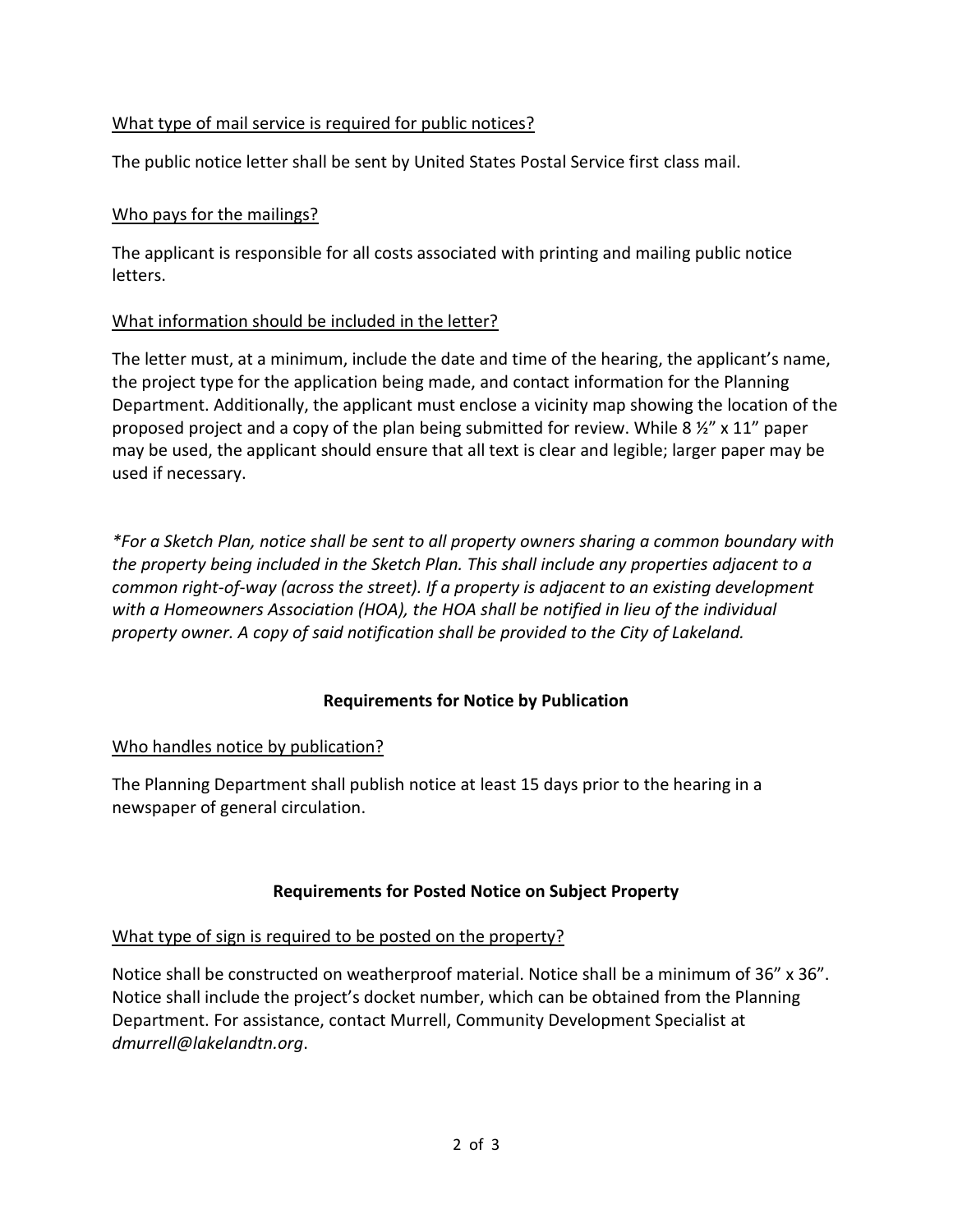<u>What type of mail service is required for public notices?</u>

The public notice letter shall be sent by United States Postal Service first class mail.

<u>Who pays for the mailings?</u>

The applicant is responsible for all costs associated with printing and mailing public notice letters.

<u>What information should be included in the letter?</u>

The letter must, at a minimum, include the date and time of the hearing, the applicant's name, the project type for the application being made, and contact information for the Planning Department. Additionally, the applicant must enclose a vicinity map showing the location of the proposed project and a copy of the plan being submitted for review. While 8 ½" x 11" paper may be used, the applicant should ensure that all text is clear and legible; larger paper may be used if necessary.

**Requirements for Notice by Publication**

*For a Sketch Plan, notice shall be sent to all property owners sharing a common boundary with the property being included in the Sketch Plan. This shall include any properties adjacent to a common right-of-way (across the street). If a property is adjacent to an existing development with a Homeowners Association (HOA), the HOA shall be notified in lieu of the individual property owner. A copy of said notification shall be provided to the City of Lakeland.*

<u>Who handles notice by publication?</u>

The Planning Department shall publish notice at least 15 days prior to the hearing in a newspaper of general circulation.

**Requirements for Posted Notice on Subject Property**

<u>What type of sign is required to be posted on the property?</u>

Notice shall be constructed on weatherproof material. Notice shall be a minimum of 36" x 36". Notice shall include the project's docket number, which can be obtained from the Planning Department. For assistance, contact Murrell, Community Development Specialist at *dmurrell@lakelandtn.org*.

<u>What type of mail service is required for public notices?</u>

The public notice letter shall be sent by United States Postal Service first class mail.

<u>Who pays for the mailings?</u>

The applicant is responsible for all costs associated with printing and mailing public notice letters.

<u>What information should be included in the letter?</u>

The letter must, at a minimum, include the date and time of the hearing, the applicant's name, the project type for the application being made, and contact information for the Planning Department. Additionally, the applicant must enclose a vicinity map showing the location of the proposed project and a copy of the plan being submitted for review. While 8 ½" x 11" paper may be used, the applicant should ensure that all text is clear and legible; larger paper may be used if necessary.

*For a Sketch Plan, notice shall be sent to all property owners sharing a common boundary with the property being included in the Sketch Plan. This shall include any properties adjacent to a common right-of-way (across the street). If a property is adjacent to an existing development with a Homeowners Association (HOA), the HOA shall be notified in lieu of the individual property owner. A copy of said notification shall be provided to the City of Lakeland.*

**Requirements for Notice by Publication**

<u>Who handles notice by publication?</u>

The Planning Department shall publish notice at least 15 days prior to the hearing in a newspaper of general circulation.

**Requirements for Posted Notice on Subject Property**

<u>What type of sign is required to be posted on the property?</u>

Notice shall be constructed on weatherproof material. Notice shall be a minimum of 36" x 36". Notice shall include the project's docket number, which can be obtained from the Planning Department. For assistance, contact Murrell, Community Development Specialist at *dmurrell@lakelandtn.org*.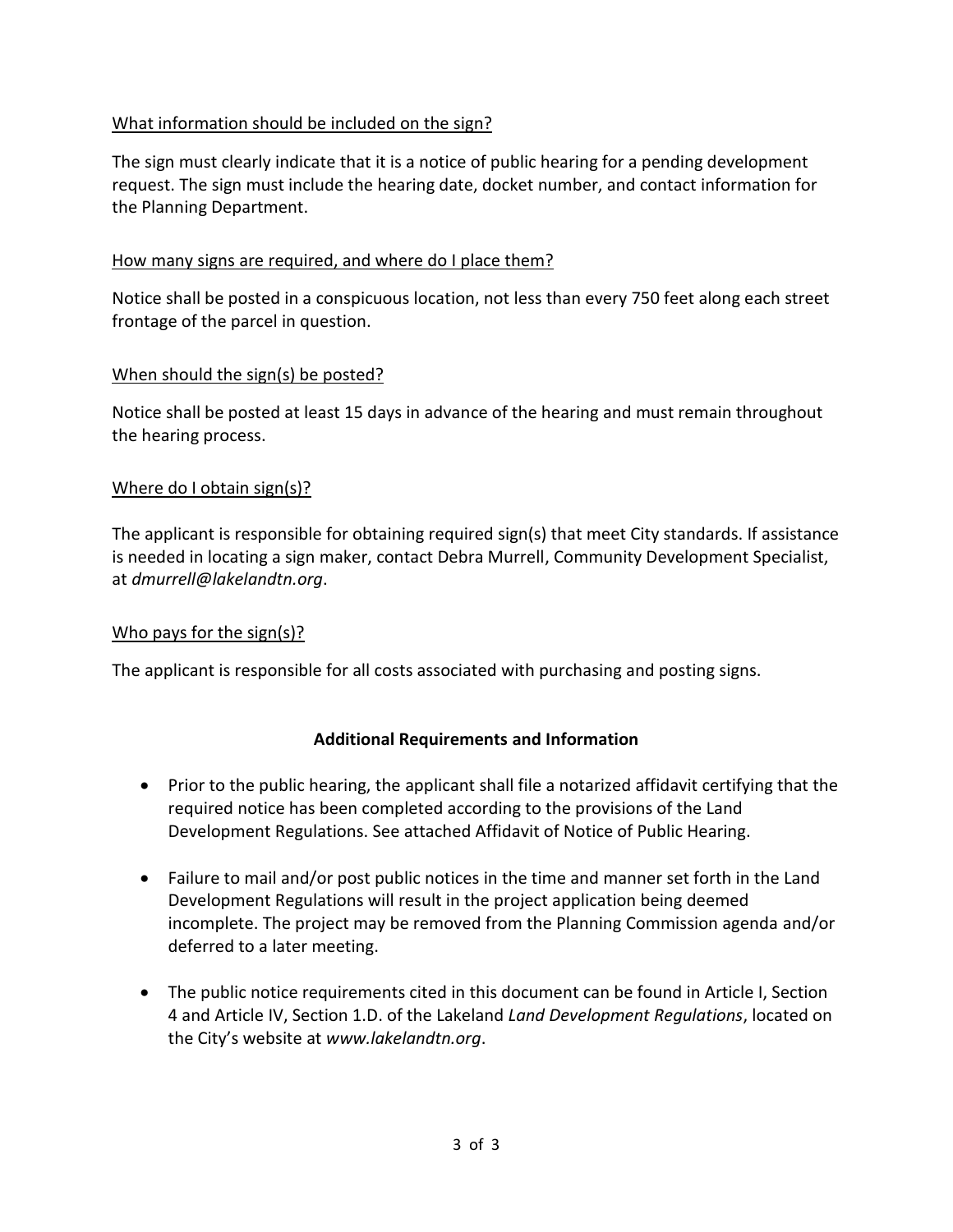What information should be included on the sign?

The sign must clearly indicate that it is a notice of public hearing for a pending development request. The sign must include the hearing date, docket number, and contact information for the Planning Department.

How many signs are required, and where do I place them?

Notice shall be posted in a conspicuous location, not less than every 750 feet along each street frontage of the parcel in question.

When should the sign(s) be posted?

Notice shall be posted at least 15 days in advance of the hearing and must remain throughout the hearing process.

Where do I obtain sign(s)?

The applicant is responsible for obtaining required sign(s) that meet City standards. If assistance is needed in locating a sign maker, contact Debra Murrell, Community Development Specialist, at *dmurrell@lakelandtn.org*.

Who pays for the sign(s)?

The applicant is responsible for all costs associated with purchasing and posting signs.

**Additional Requirements and Information**

- Prior to the public hearing, the applicant shall file a notarized affidavit certifying that the required notice has been completed according to the provisions of the Land Development Regulations. See attached Affidavit of Notice of Public Hearing.
- Failure to mail and/or post public notices in the time and manner set forth in the Land Development Regulations will result in the project application being deemed incomplete. The project may be removed from the Planning Commission agenda and/or deferred to a later meeting.
- The public notice requirements cited in this document can be found in Article I, Section 4 and Article IV, Section 1.D. of the Lakeland *Land Development Regulations*, located on the City's website at *www.lakelandtn.org*.